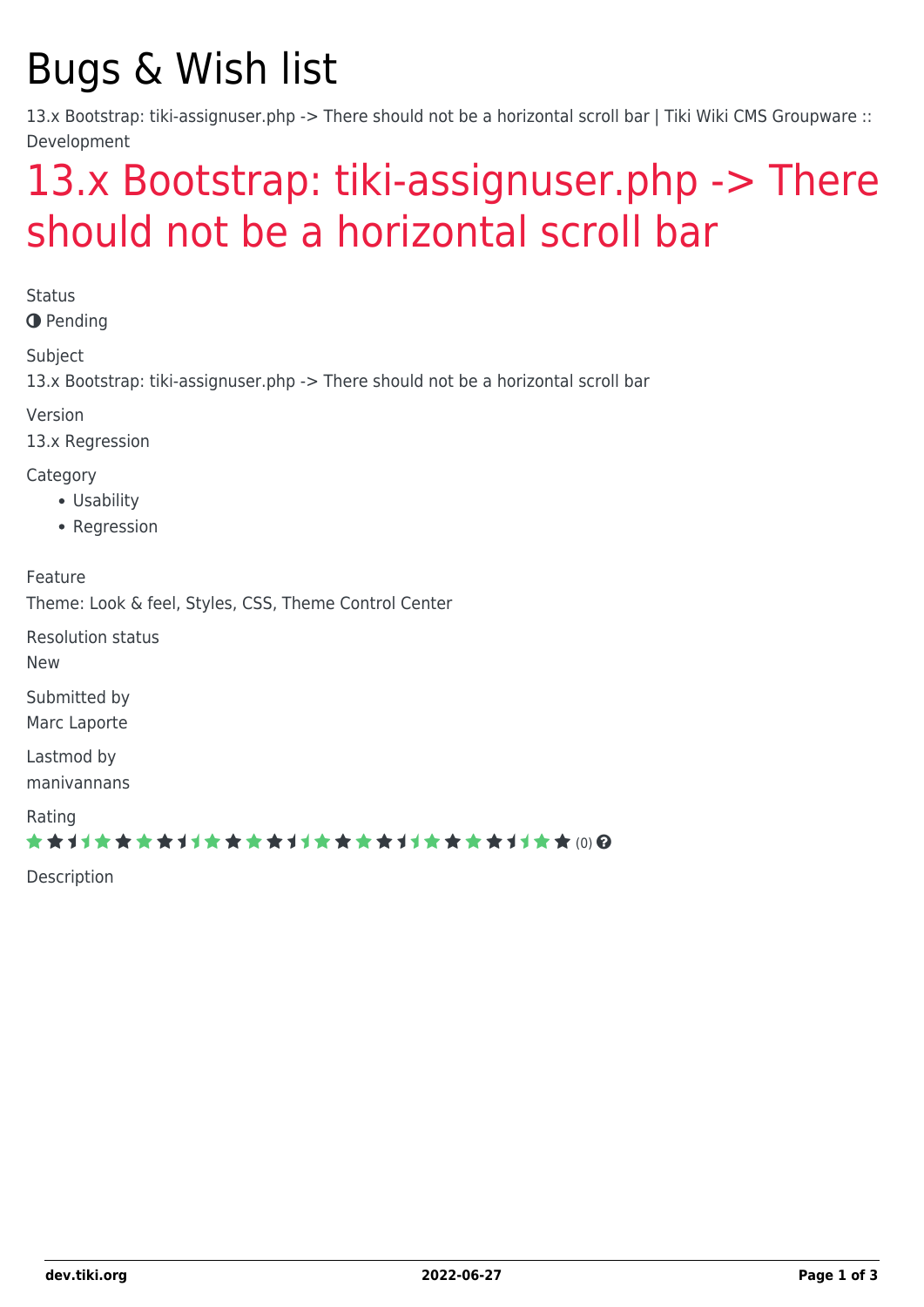# Bugs & Wish list

13.x Bootstrap: tiki-assignuser.php -> There should not be a horizontal scroll bar | Tiki Wiki CMS Groupware :: Development

## 13.x Bootstrap: tiki-assignuser.php -> There should not be a horizontal scroll bar

Status

Pending

Subject

13.x Bootstrap: tiki-assignuser.php -> There should not be a horizontal scroll bar

Version

13.x Regression

Category

- Usability
- Regression

Feature

Theme: Look & feel, Styles, CSS, Theme Control Center

Resolution status

New

Submitted by

Marc Laporte

Lastmod by

manivannans

Rating

(0)

Description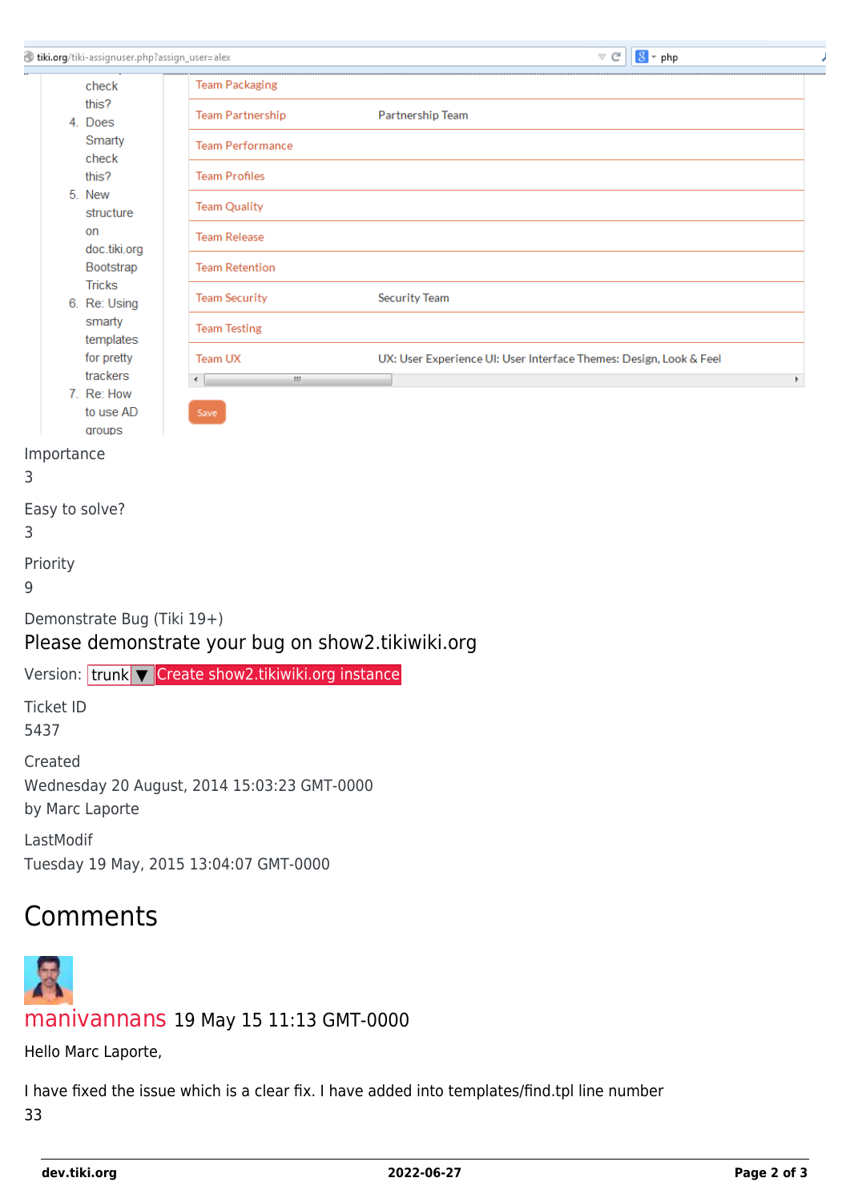Importance
3

Easy to solve?
3

Priority
9

Demonstrate Bug (Tiki 19+)

Please demonstrate your bug on show2.tikiwiki.org

Version: trunk ▼ Create show2.tikiwiki.org instance

Ticket ID
5437

Created
Wednesday 20 August, 2014 15:03:23 GMT-0000
by Marc Laporte

LastModif
Tuesday 19 May, 2015 13:04:07 GMT-0000

## Comments

manivannans 19 May 15 11:13 GMT-0000

Hello Marc Laporte,

I have fixed the issue which is a clear fix. I have added into templates/find.tpl line number 33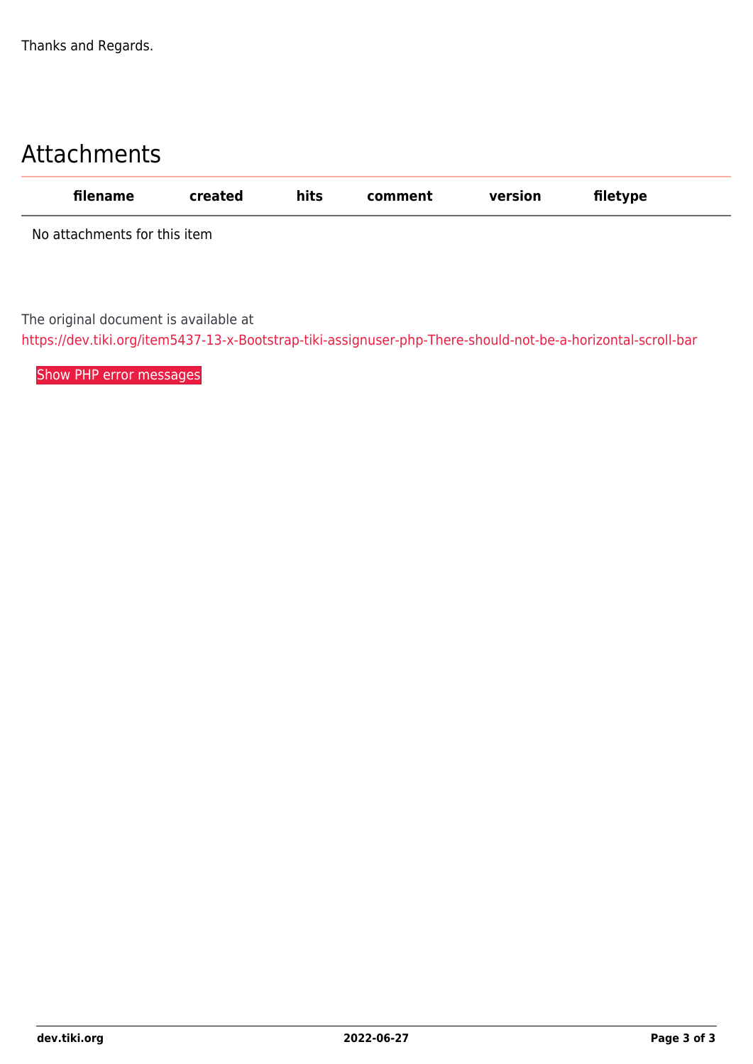Thanks and Regards.

## Attachments

| filename | created | hits | comment | version | filetype |
|---|---|---|---|---|---|

No attachments for this item

The original document is available at
https://dev.tiki.org/item5437-13-x-Bootstrap-tiki-assignuser-php-There-should-not-be-a-horizontal-scroll-bar

Show PHP error messages